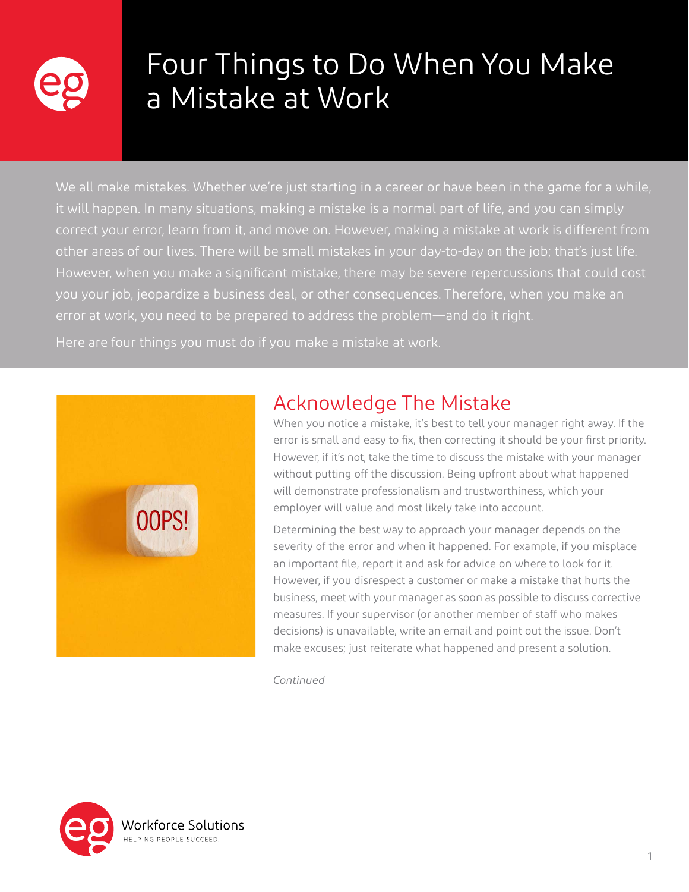# Four Things to Do When You Make a Mistake at Work

We all make mistakes. Whether we're just starting in a career or have been in the game for a while, it will happen. In many situations, making a mistake is a normal part of life, and you can simply correct your error, learn from it, and move on. However, making a mistake at work is different from other areas of our lives. There will be small mistakes in your day-to-day on the job; that's just life. However, when you make a significant mistake, there may be severe repercussions that could cost you your job, jeopardize a business deal, or other consequences. Therefore, when you make an error at work, you need to be prepared to address the problem—and do it right.

Here are four things you must do if you make a mistake at work.

## Acknowledge The Mistake

When you notice a mistake, it's best to tell your manager right away. If the error is small and easy to fix, then correcting it should be your first priority. However, if it's not, take the time to discuss the mistake with your manager without putting off the discussion. Being upfront about what happened will demonstrate professionalism and trustworthiness, which your employer will value and most likely take into account.

Determining the best way to approach your manager depends on the severity of the error and when it happened. For example, if you misplace an important file, report it and ask for advice on where to look for it. However, if you disrespect a customer or make a mistake that hurts the business, meet with your manager as soon as possible to discuss corrective measures. If your supervisor (or another member of staff who makes decisions) is unavailable, write an email and point out the issue. Don't make excuses; just reiterate what happened and present a solution.

*Continued*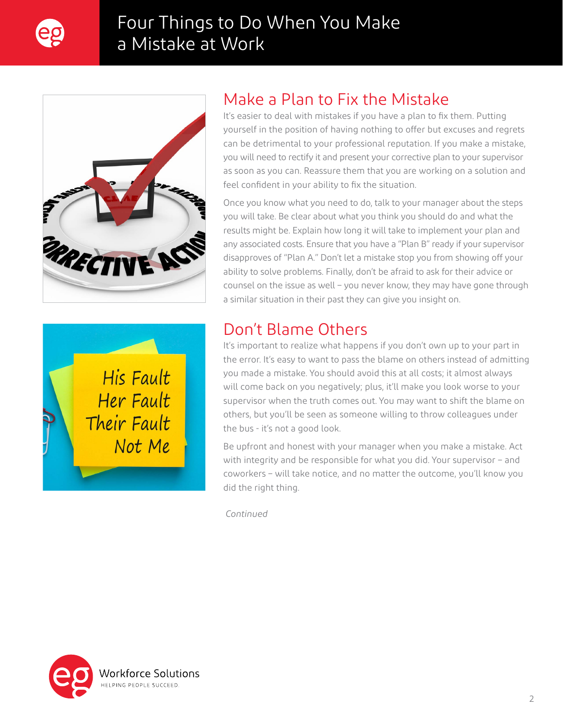## Make a Plan to Fix the Mistake

It's easier to deal with mistakes if you have a plan to fix them. Putting yourself in the position of having nothing to offer but excuses and regrets can be detrimental to your professional reputation. If you make a mistake, you will need to rectify it and present your corrective plan to your supervisor as soon as you can. Reassure them that you are working on a solution and feel confident in your ability to fix the situation.

Once you know what you need to do, talk to your manager about the steps you will take. Be clear about what you think you should do and what the results might be. Explain how long it will take to implement your plan and any associated costs. Ensure that you have a "Plan B" ready if your supervisor disapproves of "Plan A." Don't let a mistake stop you from showing off your ability to solve problems. Finally, don't be afraid to ask for their advice or counsel on the issue as well – you never know, they may have gone through a similar situation in their past they can give you insight on.

## Don't Blame Others

It's important to realize what happens if you don't own up to your part in the error. It's easy to want to pass the blame on others instead of admitting you made a mistake. You should avoid this at all costs; it almost always will come back on you negatively; plus, it'll make you look worse to your supervisor when the truth comes out. You may want to shift the blame on others, but you'll be seen as someone willing to throw colleagues under the bus - it's not a good look.

Be upfront and honest with your manager when you make a mistake. Act with integrity and be responsible for what you did. Your supervisor – and coworkers – will take notice, and no matter the outcome, you'll know you did the right thing.

*Continued*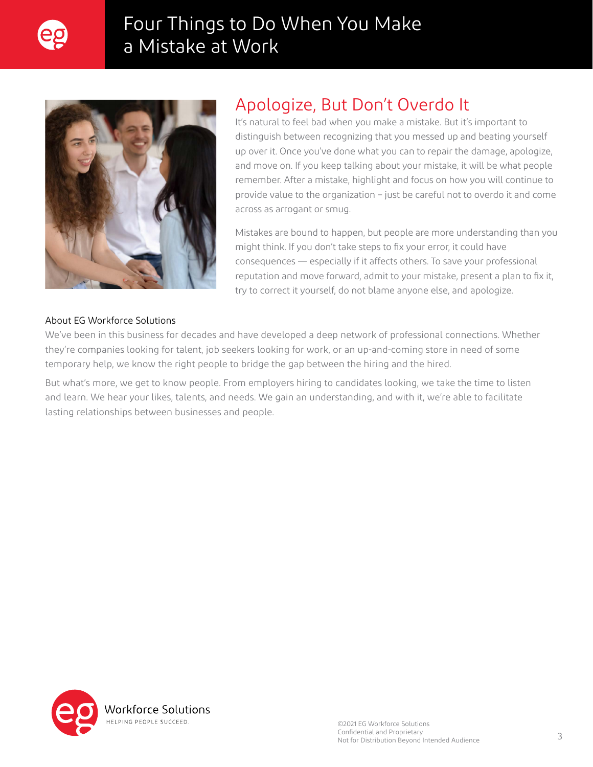## Apologize, But Don't Overdo It

It's natural to feel bad when you make a mistake. But it's important to distinguish between recognizing that you messed up and beating yourself up over it. Once you've done what you can to repair the damage, apologize, and move on. If you keep talking about your mistake, it will be what people remember. After a mistake, highlight and focus on how you will continue to provide value to the organization – just be careful not to overdo it and come across as arrogant or smug.

Mistakes are bound to happen, but people are more understanding than you might think. If you don't take steps to fix your error, it could have consequences — especially if it affects others. To save your professional reputation and move forward, admit to your mistake, present a plan to fix it, try to correct it yourself, do not blame anyone else, and apologize.

### About EG Workforce Solutions

We've been in this business for decades and have developed a deep network of professional connections. Whether they're companies looking for talent, job seekers looking for work, or an up-and-coming store in need of some temporary help, we know the right people to bridge the gap between the hiring and the hired.

But what's more, we get to know people. From employers hiring to candidates looking, we take the time to listen and learn. We hear your likes, talents, and needs. We gain an understanding, and with it, we're able to facilitate lasting relationships between businesses and people.